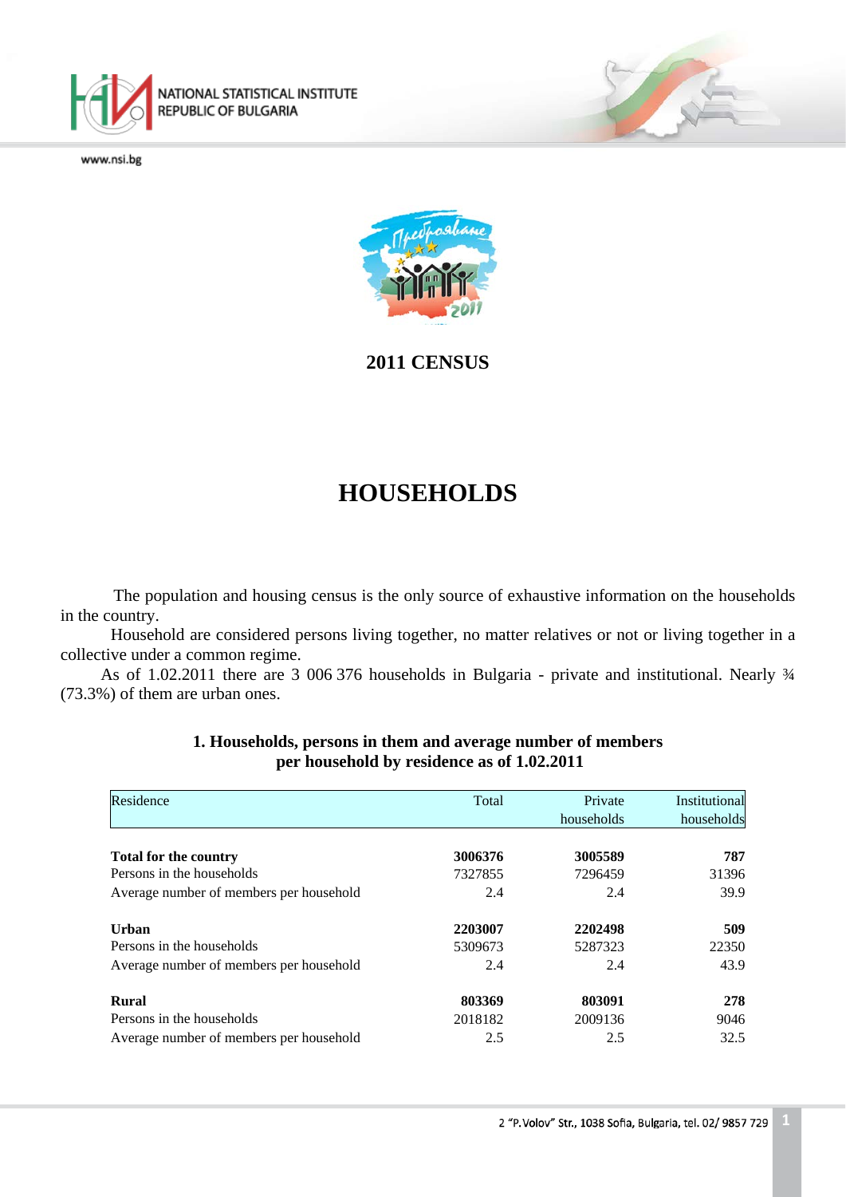NATIONAL STATISTICAL INSTITUTE
REPUBLIC OF BULGARIA

www.nsi.bg

**2011 CENSUS**

# HOUSEHOLDS

The population and housing census is the only source of exhaustive information on the households in the country.

Household are considered persons living together, no matter relatives or not or living together in a collective under a common regime.

As of 1.02.2011 there are 3 006 376 households in Bulgaria - private and institutional. Nearly ¾ (73.3%) of them are urban ones.

**1. Households, persons in them and average number of members per household by residence as of 1.02.2011**

| Residence | Total | Private households | Institutional households |
|---|---|---|---|
| **Total for the country** | **3006376** | **3005589** | **787** |
| Persons in the households | 7327855 | 7296459 | 31396 |
| Average number of members per household | 2.4 | 2.4 | 39.9 |
| **Urban** | **2203007** | **2202498** | **509** |
| Persons in the households | 5309673 | 5287323 | 22350 |
| Average number of members per household | 2.4 | 2.4 | 43.9 |
| **Rural** | **803369** | **803091** | **278** |
| Persons in the households | 2018182 | 2009136 | 9046 |
| Average number of members per household | 2.5 | 2.5 | 32.5 |

2 "P.Volov" Str., 1038 Sofia, Bulgaria, tel. 02/ 9857 729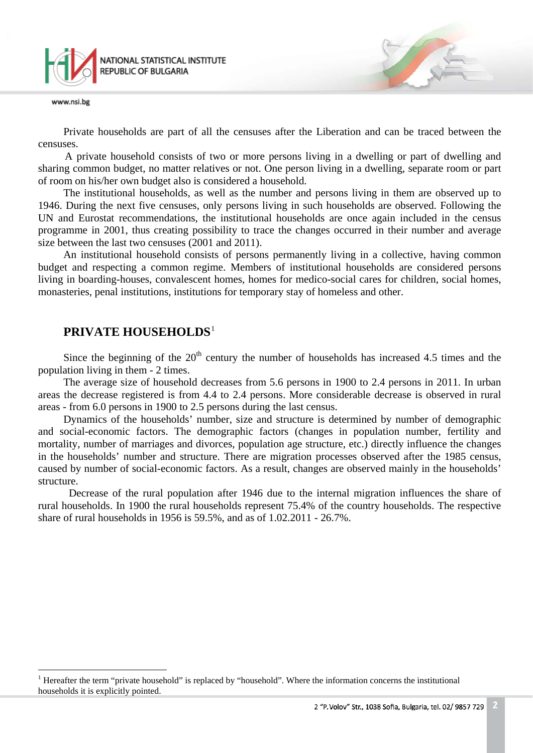Private households are part of all the censuses after the Liberation and can be traced between the censuses.

A private household consists of two or more persons living in a dwelling or part of dwelling and sharing common budget, no matter relatives or not. One person living in a dwelling, separate room or part of room on his/her own budget also is considered a household.

The institutional households, as well as the number and persons living in them are observed up to 1946. During the next five censuses, only persons living in such households are observed. Following the UN and Eurostat recommendations, the institutional households are once again included in the census programme in 2001, thus creating possibility to trace the changes occurred in their number and average size between the last two censuses (2001 and 2011).

An institutional household consists of persons permanently living in a collective, having common budget and respecting a common regime. Members of institutional households are considered persons living in boarding-houses, convalescent homes, homes for medico-social cares for children, social homes, monasteries, penal institutions, institutions for temporary stay of homeless and other.

## PRIVATE HOUSEHOLDS[1]

Since the beginning of the 20$^{th}$ century the number of households has increased 4.5 times and the population living in them - 2 times.

The average size of household decreases from 5.6 persons in 1900 to 2.4 persons in 2011. In urban areas the decrease registered is from 4.4 to 2.4 persons. More considerable decrease is observed in rural areas - from 6.0 persons in 1900 to 2.5 persons during the last census.

Dynamics of the households' number, size and structure is determined by number of demographic and social-economic factors. The demographic factors (changes in population number, fertility and mortality, number of marriages and divorces, population age structure, etc.) directly influence the changes in the households' number and structure. There are migration processes observed after the 1985 census, caused by number of social-economic factors. As a result, changes are observed mainly in the households' structure.

Decrease of the rural population after 1946 due to the internal migration influences the share of rural households. In 1900 the rural households represent 75.4% of the country households. The respective share of rural households in 1956 is 59.5%, and as of 1.02.2011 - 26.7%.

[1] Hereafter the term "private household" is replaced by "household". Where the information concerns the institutional households it is explicitly pointed.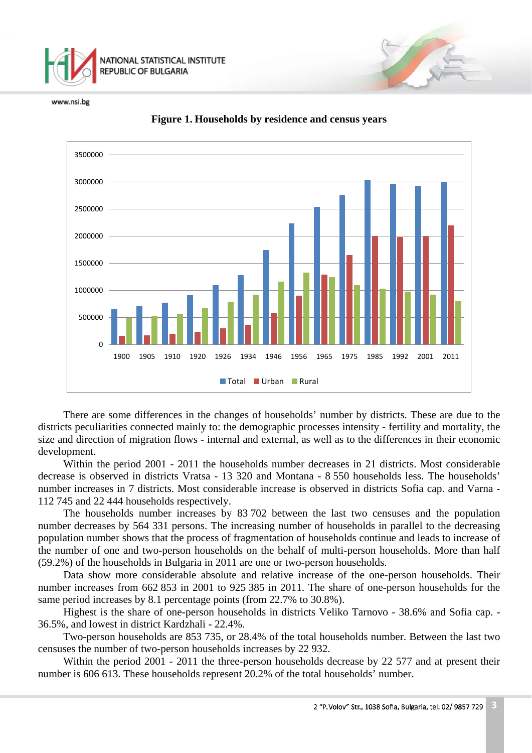**Figure 1. Households by residence and census years**

3500000
3000000
2500000
2000000
1500000
1000000
500000
0

1900 1905 1910 1920 1926 1934 1946 1956 1965 1975 1985 1992 2001 2011

Total Urban Rural

There are some differences in the changes of households' number by districts. These are due to the districts peculiarities connected mainly to: the demographic processes intensity - fertility and mortality, the size and direction of migration flows - internal and external, as well as to the differences in their economic development.

Within the period 2001 - 2011 the households number decreases in 21 districts. Most considerable decrease is observed in districts Vratsa - 13 320 and Montana - 8 550 households less. The households' number increases in 7 districts. Most considerable increase is observed in districts Sofia cap. and Varna - 112 745 and 22 444 households respectively.

The households number increases by 83 702 between the last two censuses and the population number decreases by 564 331 persons. The increasing number of households in parallel to the decreasing population number shows that the process of fragmentation of households continue and leads to increase of the number of one and two-person households on the behalf of multi-person households. More than half (59.2%) of the households in Bulgaria in 2011 are one or two-person households.

Data show more considerable absolute and relative increase of the one-person households. Their number increases from 662 853 in 2001 to 925 385 in 2011. The share of one-person households for the same period increases by 8.1 percentage points (from 22.7% to 30.8%).

Highest is the share of one-person households in districts Veliko Tarnovo - 38.6% and Sofia cap. - 36.5%, and lowest in district Kardzhali - 22.4%.

Two-person households are 853 735, or 28.4% of the total households number. Between the last two censuses the number of two-person households increases by 22 932.

Within the period 2001 - 2011 the three-person households decrease by 22 577 and at present their number is 606 613. These households represent 20.2% of the total households' number.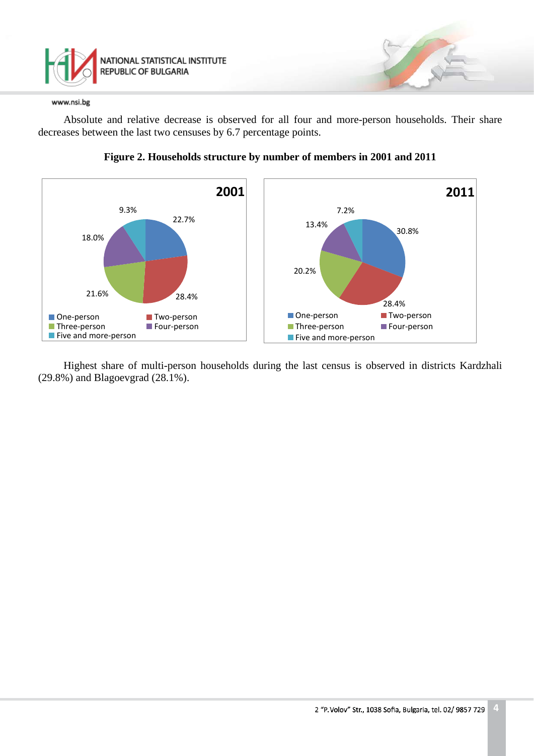Absolute and relative decrease is observed for all four and more-person households. Their share decreases between the last two censuses by 6.7 percentage points.

**Figure 2. Households structure by number of members in 2001 and 2011**

2001

9.3%
22.7%
18.0%
21.6%
28.4%

One-person
Two-person
Three-person
Four-person
Five and more-person

2011

7.2%
13.4%
30.8%
20.2%
28.4%

One-person
Two-person
Three-person
Four-person
Five and more-person

Highest share of multi-person households during the last census is observed in districts Kardzhali (29.8%) and Blagoevgrad (28.1%).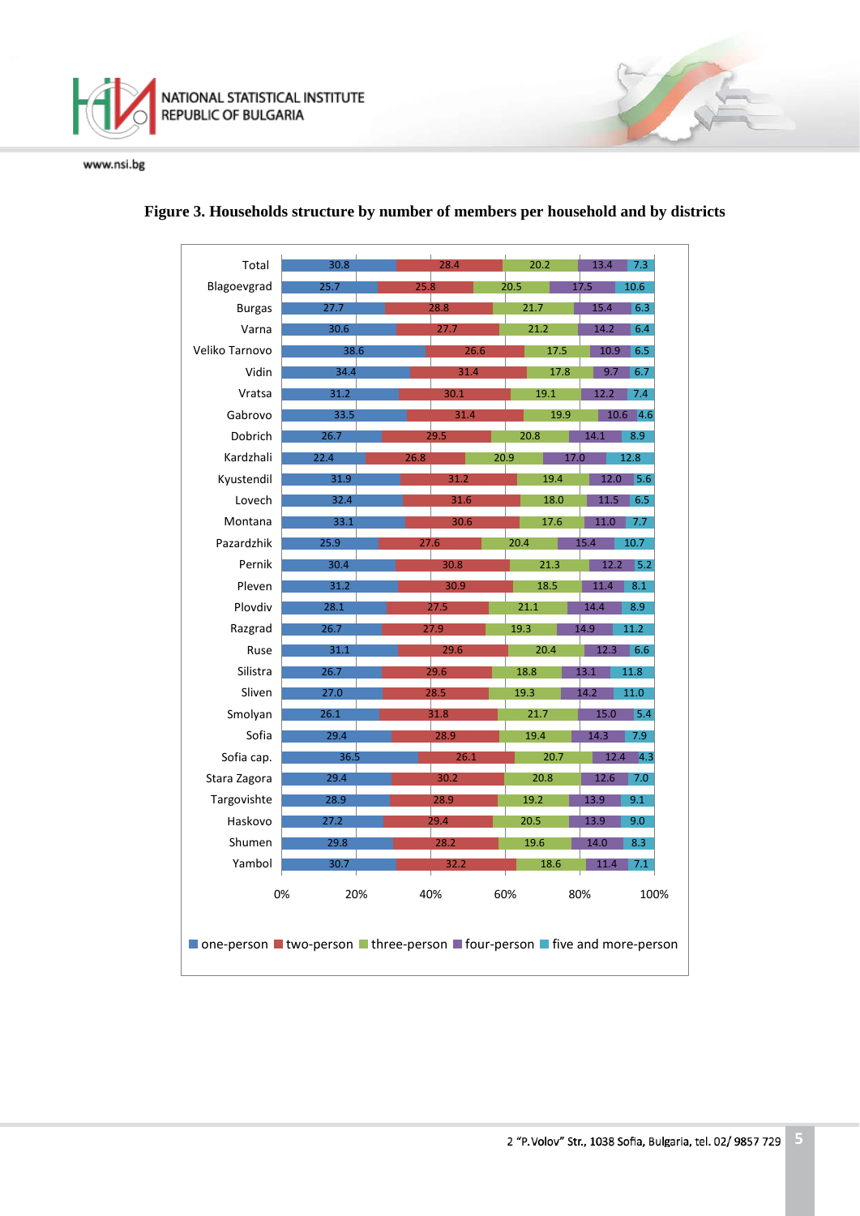**Figure 3. Households structure by number of members per household and by districts**

Total 30.8 28.4 20.2 13.4 7.3
Blagoevgrad 25.7 25.8 20.5 17.5 10.6
Burgas 27.7 28.8 21.7 15.4 6.3
Varna 30.6 27.7 21.2 14.2 6.4
Veliko Tarnovo 38.6 26.6 17.5 10.9 6.5
Vidin 34.4 31.4 17.8 9.7 6.7
Vratsa 31.2 30.1 19.1 12.2 7.4
Gabrovo 33.5 31.4 19.9 10.6 4.6
Dobrich 26.7 29.5 20.8 14.1 8.9
Kardzhali 22.4 26.8 20.9 17.0 12.8
Kyustendil 31.9 31.2 19.4 12.0 5.6
Lovech 32.4 31.6 18.0 11.5 6.5
Montana 33.1 30.6 17.6 11.0 7.7
Pazardzhik 25.9 27.6 20.4 15.4 10.7
Pernik 30.4 30.8 21.3 12.2 5.2
Pleven 31.2 30.9 18.5 11.4 8.1
Plovdiv 28.1 27.5 21.1 14.4 8.9
Razgrad 26.7 27.9 19.3 14.9 11.2
Ruse 31.1 29.6 20.4 12.3 6.6
Silistra 26.7 29.6 18.8 13.1 11.8
Sliven 27.0 28.5 19.3 14.2 11.0
Smolyan 26.1 31.8 21.7 15.0 5.4
Sofia 29.4 28.9 19.4 14.3 7.9
Sofia cap. 36.5 26.1 20.7 12.4 4.3
Stara Zagora 29.4 30.2 20.8 12.6 7.0
Targovishte 28.9 28.9 19.2 13.9 9.1
Haskovo 27.2 29.4 20.5 13.9 9.0
Shumen 29.8 28.2 19.6 14.0 8.3
Yambol 30.7 32.2 18.6 11.4 7.1

0% 20% 40% 60% 80% 100%

one-person two-person three-person four-person five and more-person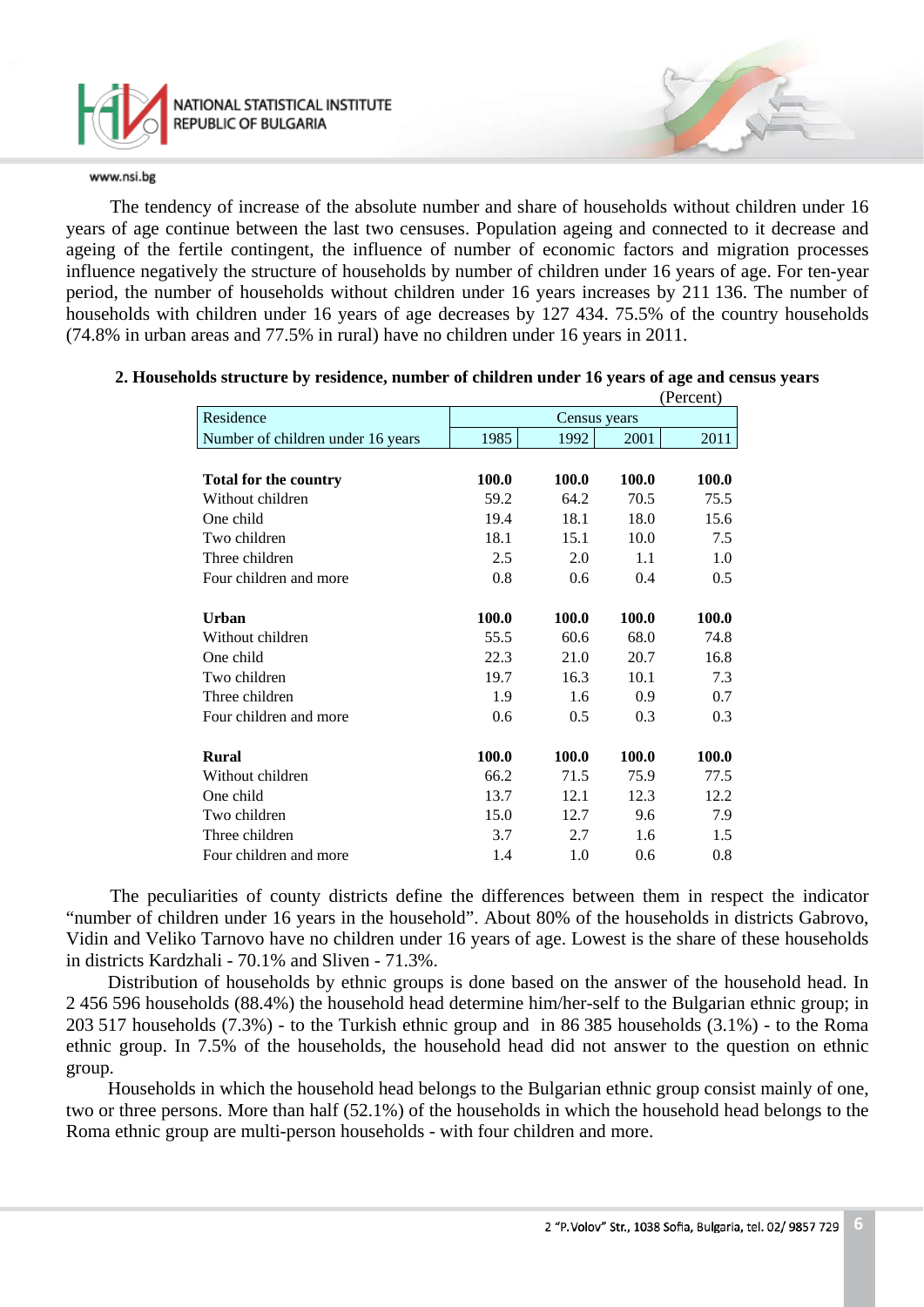The tendency of increase of the absolute number and share of households without children under 16 years of age continue between the last two censuses. Population ageing and connected to it decrease and ageing of the fertile contingent, the influence of number of economic factors and migration processes influence negatively the structure of households by number of children under 16 years of age. For ten-year period, the number of households without children under 16 years increases by 211 136. The number of households with children under 16 years of age decreases by 127 434. 75.5% of the country households (74.8% in urban areas and 77.5% in rural) have no children under 16 years in 2011.

**2. Households structure by residence, number of children under 16 years of age and census years**

(Percent)

| Residence<br>Number of children under 16 years | 1985 | 1992 | 2001 | 2011 |
|---|---|---|---|---|
| **Total for the country** | **100.0** | **100.0** | **100.0** | **100.0** |
| Without children | 59.2 | 64.2 | 70.5 | 75.5 |
| One child | 19.4 | 18.1 | 18.0 | 15.6 |
| Two children | 18.1 | 15.1 | 10.0 | 7.5 |
| Three children | 2.5 | 2.0 | 1.1 | 1.0 |
| Four children and more | 0.8 | 0.6 | 0.4 | 0.5 |
| **Urban** | **100.0** | **100.0** | **100.0** | **100.0** |
| Without children | 55.5 | 60.6 | 68.0 | 74.8 |
| One child | 22.3 | 21.0 | 20.7 | 16.8 |
| Two children | 19.7 | 16.3 | 10.1 | 7.3 |
| Three children | 1.9 | 1.6 | 0.9 | 0.7 |
| Four children and more | 0.6 | 0.5 | 0.3 | 0.3 |
| **Rural** | **100.0** | **100.0** | **100.0** | **100.0** |
| Without children | 66.2 | 71.5 | 75.9 | 77.5 |
| One child | 13.7 | 12.1 | 12.3 | 12.2 |
| Two children | 15.0 | 12.7 | 9.6 | 7.9 |
| Three children | 3.7 | 2.7 | 1.6 | 1.5 |
| Four children and more | 1.4 | 1.0 | 0.6 | 0.8 |

The peculiarities of county districts define the differences between them in respect the indicator "number of children under 16 years in the household". About 80% of the households in districts Gabrovo, Vidin and Veliko Tarnovo have no children under 16 years of age. Lowest is the share of these households in districts Kardzhali - 70.1% and Sliven - 71.3%.

Distribution of households by ethnic groups is done based on the answer of the household head. In 2 456 596 households (88.4%) the household head determine him/her-self to the Bulgarian ethnic group; in 203 517 households (7.3%) - to the Turkish ethnic group and in 86 385 households (3.1%) - to the Roma ethnic group. In 7.5% of the households, the household head did not answer to the question on ethnic group.

Households in which the household head belongs to the Bulgarian ethnic group consist mainly of one, two or three persons. More than half (52.1%) of the households in which the household head belongs to the Roma ethnic group are multi-person households - with four children and more.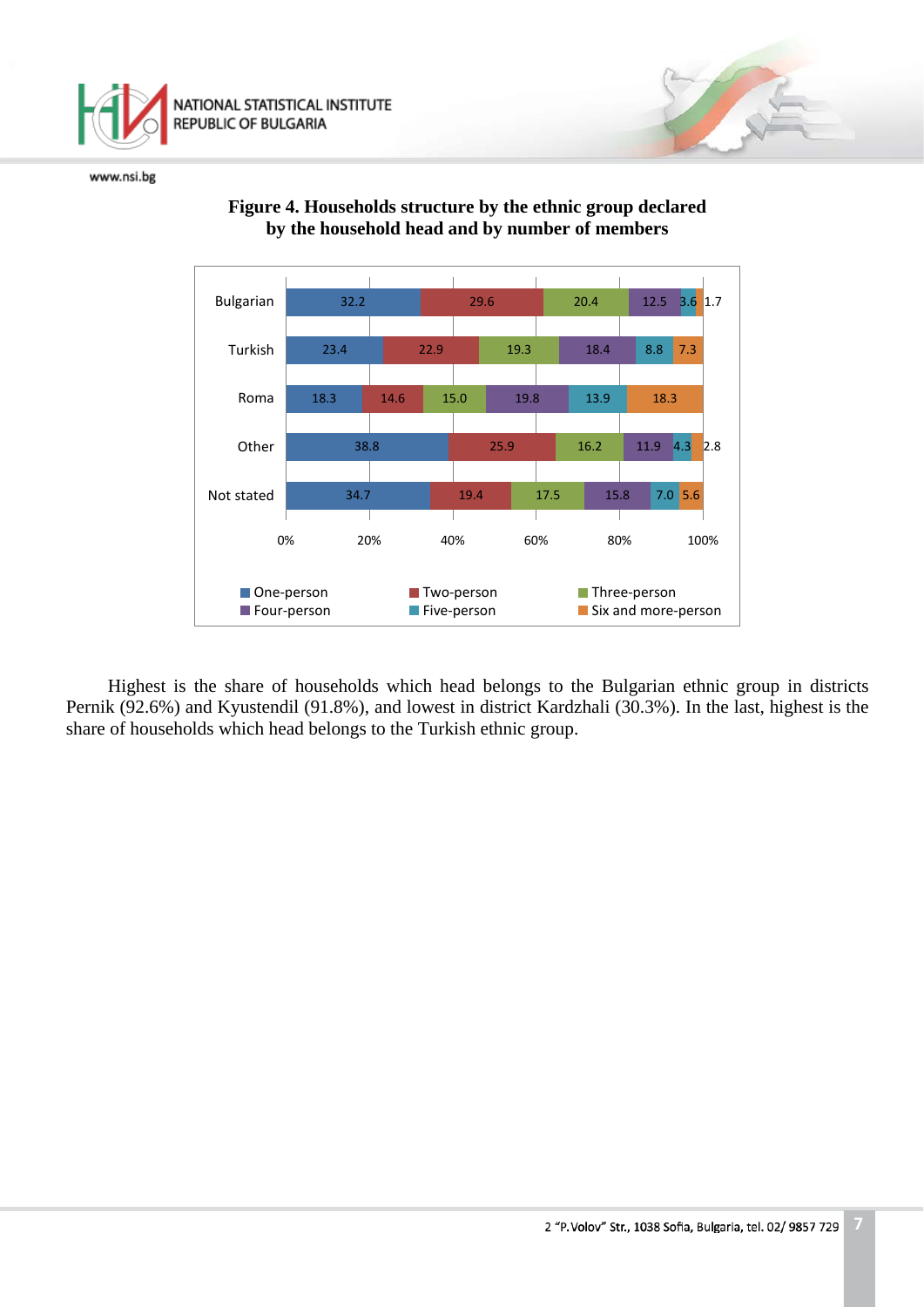**Figure 4. Households structure by the ethnic group declared by the household head and by number of members**

Bulgarian: 32.2, 29.6, 20.4, 12.5, 3.6, 1.7

Turkish: 23.4, 22.9, 19.3, 18.4, 8.8, 7.3

Roma: 18.3, 14.6, 15.0, 19.8, 13.9, 18.3

Other: 38.8, 25.9, 16.2, 11.9, 4.3, 2.8

Not stated: 34.7, 19.4, 17.5, 15.8, 7.0, 5.6

0% 20% 40% 60% 80% 100%

One-person, Two-person, Three-person, Four-person, Five-person, Six and more-person

Highest is the share of households which head belongs to the Bulgarian ethnic group in districts Pernik (92.6%) and Kyustendil (91.8%), and lowest in district Kardzhali (30.3%). In the last, highest is the share of households which head belongs to the Turkish ethnic group.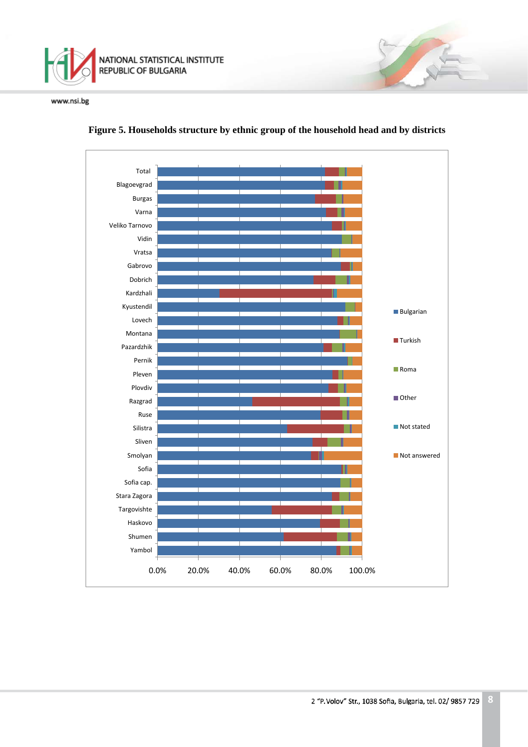**Figure 5. Households structure by ethnic group of the household head and by districts**

Total
Blagoevgrad
Burgas
Varna
Veliko Tarnovo
Vidin
Vratsa
Gabrovo
Dobrich
Kardzhali
Kyustendil
Lovech
Montana
Pazardzhik
Pernik
Pleven
Plovdiv
Razgrad
Ruse
Silistra
Sliven
Smolyan
Sofia
Sofia cap.
Stara Zagora
Targovishte
Haskovo
Shumen
Yambol

0.0% 20.0% 40.0% 60.0% 80.0% 100.0%

Bulgarian
Turkish
Roma
Other
Not stated
Not answered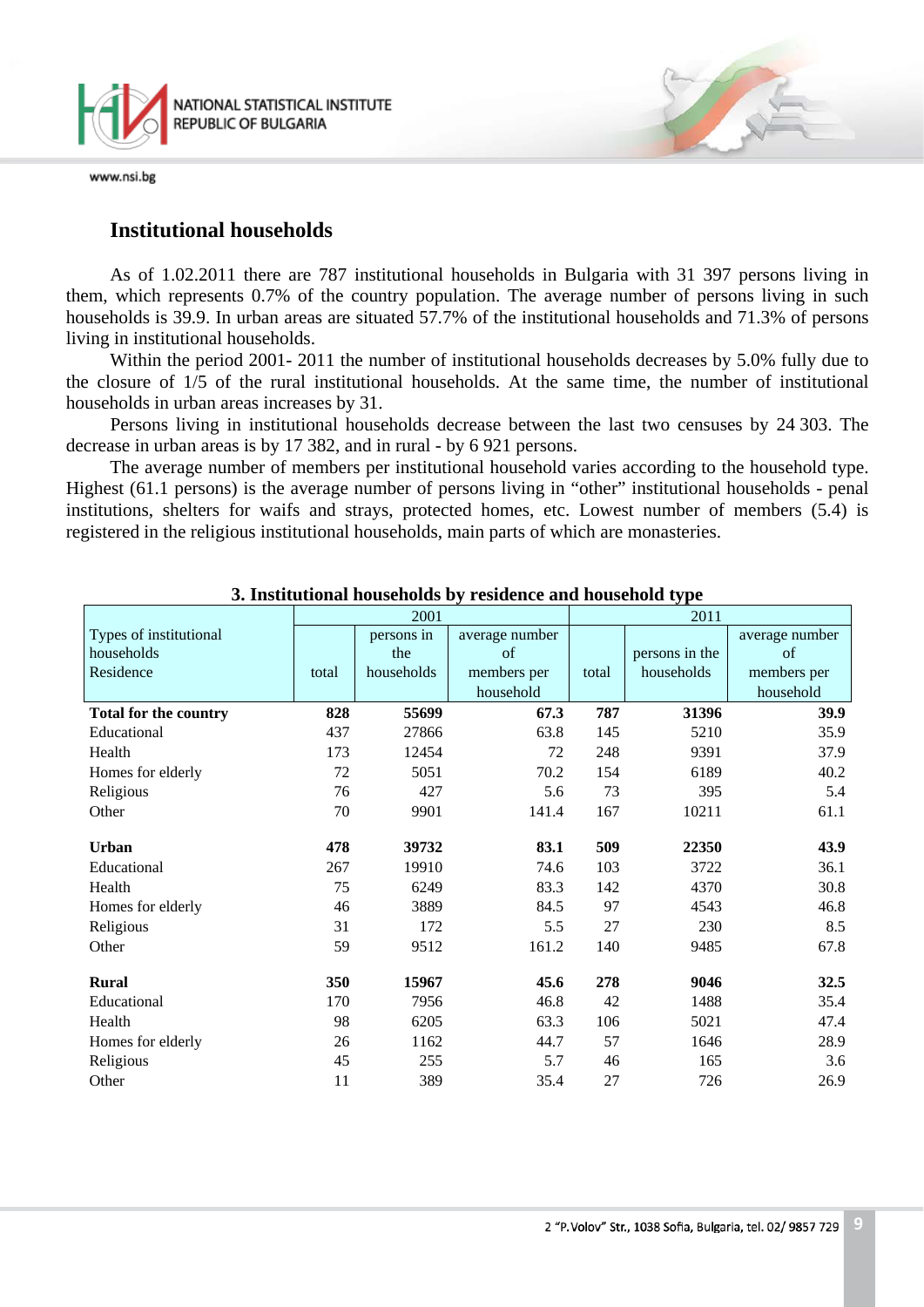## Institutional households

As of 1.02.2011 there are 787 institutional households in Bulgaria with 31 397 persons living in them, which represents 0.7% of the country population. The average number of persons living in such households is 39.9. In urban areas are situated 57.7% of the institutional households and 71.3% of persons living in institutional households.

Within the period 2001- 2011 the number of institutional households decreases by 5.0% fully due to the closure of 1/5 of the rural institutional households. At the same time, the number of institutional households in urban areas increases by 31.

Persons living in institutional households decrease between the last two censuses by 24 303. The decrease in urban areas is by 17 382, and in rural - by 6 921 persons.

The average number of members per institutional household varies according to the household type. Highest (61.1 persons) is the average number of persons living in "other" institutional households - penal institutions, shelters for waifs and strays, protected homes, etc. Lowest number of members (5.4) is registered in the religious institutional households, main parts of which are monasteries.

**3. Institutional households by residence and household type**

| Types of institutional households Residence | 2001 | | | 2011 | | |
|---|---|---|---|---|---|---|
| | total | persons in the households | average number of members per household | total | persons in the households | average number of members per household |
| **Total for the country** | **828** | **55699** | **67.3** | **787** | **31396** | **39.9** |
| Educational | 437 | 27866 | 63.8 | 145 | 5210 | 35.9 |
| Health | 173 | 12454 | 72 | 248 | 9391 | 37.9 |
| Homes for elderly | 72 | 5051 | 70.2 | 154 | 6189 | 40.2 |
| Religious | 76 | 427 | 5.6 | 73 | 395 | 5.4 |
| Other | 70 | 9901 | 141.4 | 167 | 10211 | 61.1 |
| **Urban** | **478** | **39732** | **83.1** | **509** | **22350** | **43.9** |
| Educational | 267 | 19910 | 74.6 | 103 | 3722 | 36.1 |
| Health | 75 | 6249 | 83.3 | 142 | 4370 | 30.8 |
| Homes for elderly | 46 | 3889 | 84.5 | 97 | 4543 | 46.8 |
| Religious | 31 | 172 | 5.5 | 27 | 230 | 8.5 |
| Other | 59 | 9512 | 161.2 | 140 | 9485 | 67.8 |
| **Rural** | **350** | **15967** | **45.6** | **278** | **9046** | **32.5** |
| Educational | 170 | 7956 | 46.8 | 42 | 1488 | 35.4 |
| Health | 98 | 6205 | 63.3 | 106 | 5021 | 47.4 |
| Homes for elderly | 26 | 1162 | 44.7 | 57 | 1646 | 28.9 |
| Religious | 45 | 255 | 5.7 | 46 | 165 | 3.6 |
| Other | 11 | 389 | 35.4 | 27 | 726 | 26.9 |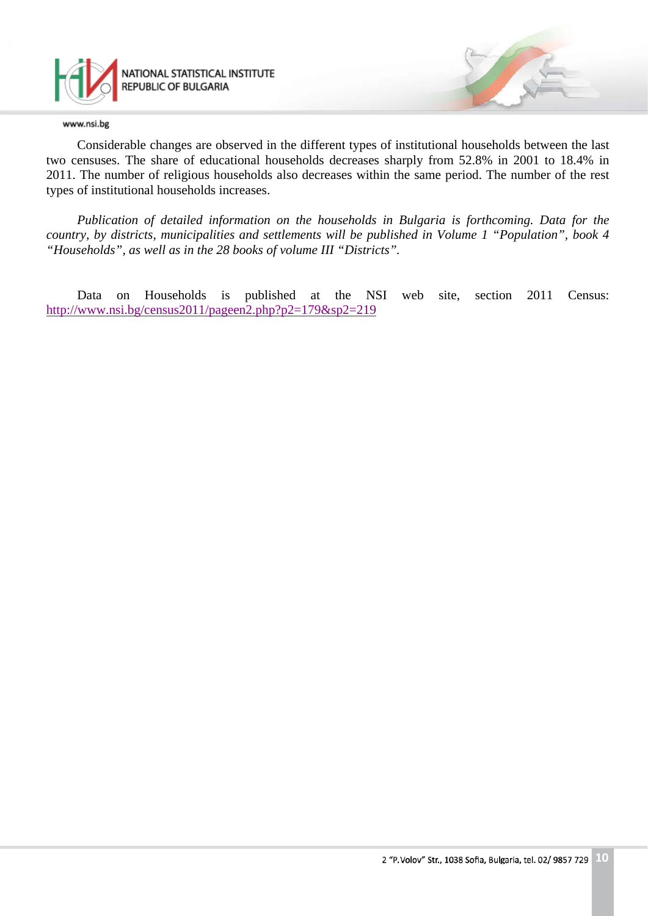Considerable changes are observed in the different types of institutional households between the last two censuses. The share of educational households decreases sharply from 52.8% in 2001 to 18.4% in 2011. The number of religious households also decreases within the same period. The number of the rest types of institutional households increases.

*Publication of detailed information on the households in Bulgaria is forthcoming. Data for the country, by districts, municipalities and settlements will be published in Volume 1 "Population", book 4 "Households", as well as in the 28 books of volume III "Districts".*

Data on Households is published at the NSI web site, section 2011 Census: http://www.nsi.bg/census2011/pageen2.php?p2=179&sp2=219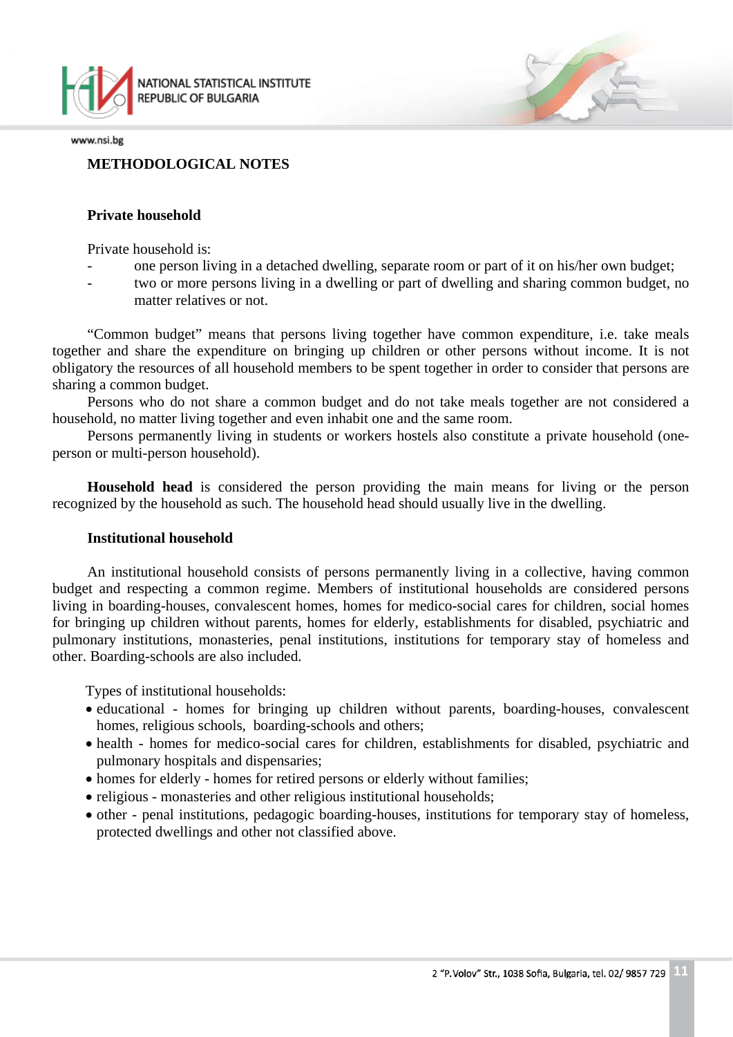## METHODOLOGICAL NOTES

### Private household

Private household is:

- one person living in a detached dwelling, separate room or part of it on his/her own budget;
- two or more persons living in a dwelling or part of dwelling and sharing common budget, no matter relatives or not.

"Common budget" means that persons living together have common expenditure, i.e. take meals together and share the expenditure on bringing up children or other persons without income. It is not obligatory the resources of all household members to be spent together in order to consider that persons are sharing a common budget.

Persons who do not share a common budget and do not take meals together are not considered a household, no matter living together and even inhabit one and the same room.

Persons permanently living in students or workers hostels also constitute a private household (one-person or multi-person household).

**Household head** is considered the person providing the main means for living or the person recognized by the household as such. The household head should usually live in the dwelling.

### Institutional household

An institutional household consists of persons permanently living in a collective, having common budget and respecting a common regime. Members of institutional households are considered persons living in boarding-houses, convalescent homes, homes for medico-social cares for children, social homes for bringing up children without parents, homes for elderly, establishments for disabled, psychiatric and pulmonary institutions, monasteries, penal institutions, institutions for temporary stay of homeless and other. Boarding-schools are also included.

Types of institutional households:

- educational - homes for bringing up children without parents, boarding-houses, convalescent homes, religious schools, boarding-schools and others;
- health - homes for medico-social cares for children, establishments for disabled, psychiatric and pulmonary hospitals and dispensaries;
- homes for elderly - homes for retired persons or elderly without families;
- religious - monasteries and other religious institutional households;
- other - penal institutions, pedagogic boarding-houses, institutions for temporary stay of homeless, protected dwellings and other not classified above.